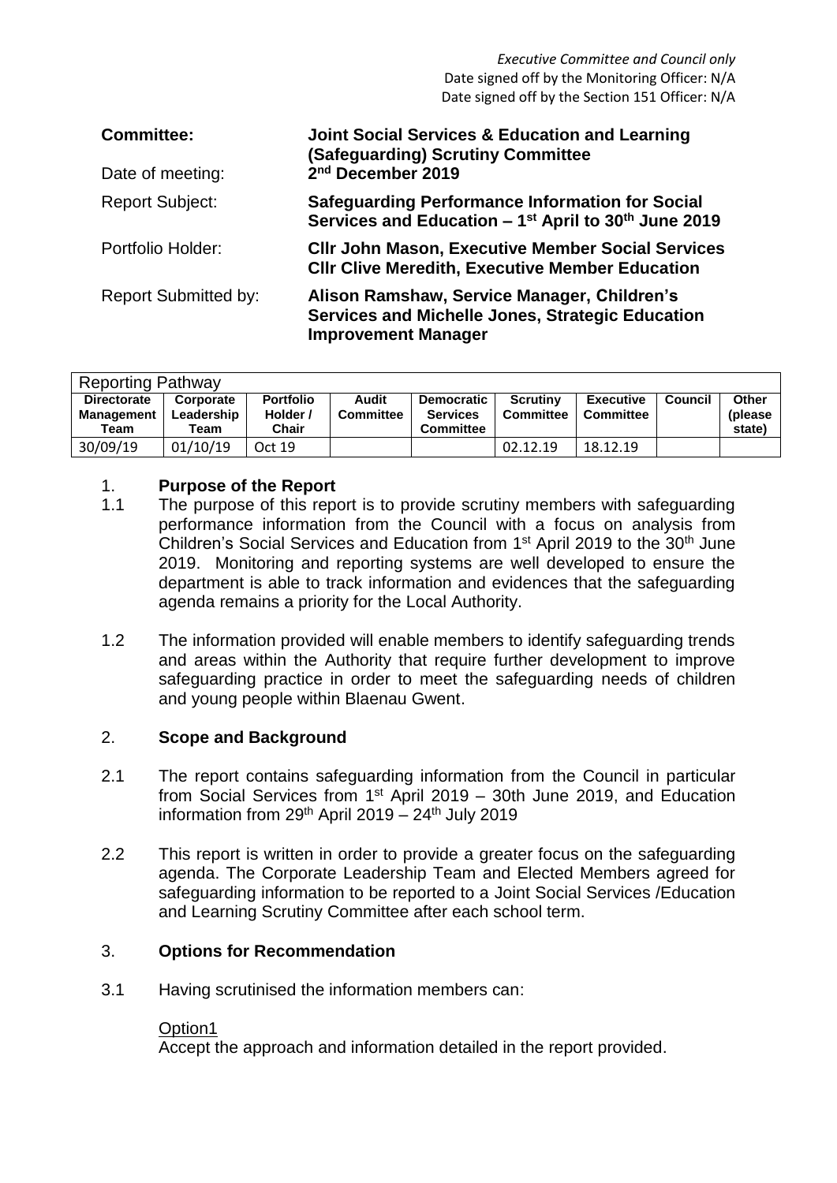*Executive Committee and Council only*
Date signed off by the Monitoring Officer: N/A
Date signed off by the Section 151 Officer: N/A

| | |
|---|---|
| **Committee:** | **Joint Social Services & Education and Learning (Safeguarding) Scrutiny Committee** |
| Date of meeting: | **2nd December 2019** |
| Report Subject: | **Safeguarding Performance Information for Social Services and Education – 1st April to 30th June 2019** |
| Portfolio Holder: | **Cllr John Mason, Executive Member Social Services** **Cllr Clive Meredith, Executive Member Education** |
| Report Submitted by: | **Alison Ramshaw, Service Manager, Children's Services and Michelle Jones, Strategic Education Improvement Manager** |

| Reporting Pathway | | | | | | | | |
|---|---|---|---|---|---|---|---|---|
| **Directorate Management Team** | **Corporate Leadership Team** | **Portfolio Holder / Chair** | **Audit Committee** | **Democratic Services Committee** | **Scrutiny Committee** | **Executive Committee** | **Council** | **Other (please state)** |
| 30/09/19 | 01/10/19 | Oct 19 | | | 02.12.19 | 18.12.19 | | |

## 1. Purpose of the Report

1.1 The purpose of this report is to provide scrutiny members with safeguarding performance information from the Council with a focus on analysis from Children's Social Services and Education from 1st April 2019 to the 30th June 2019. Monitoring and reporting systems are well developed to ensure the department is able to track information and evidences that the safeguarding agenda remains a priority for the Local Authority.

1.2 The information provided will enable members to identify safeguarding trends and areas within the Authority that require further development to improve safeguarding practice in order to meet the safeguarding needs of children and young people within Blaenau Gwent.

## 2. Scope and Background

2.1 The report contains safeguarding information from the Council in particular from Social Services from 1st April 2019 – 30th June 2019, and Education information from 29th April 2019 – 24th July 2019

2.2 This report is written in order to provide a greater focus on the safeguarding agenda. The Corporate Leadership Team and Elected Members agreed for safeguarding information to be reported to a Joint Social Services /Education and Learning Scrutiny Committee after each school term.

## 3. Options for Recommendation

3.1 Having scrutinised the information members can:

Option1
Accept the approach and information detailed in the report provided.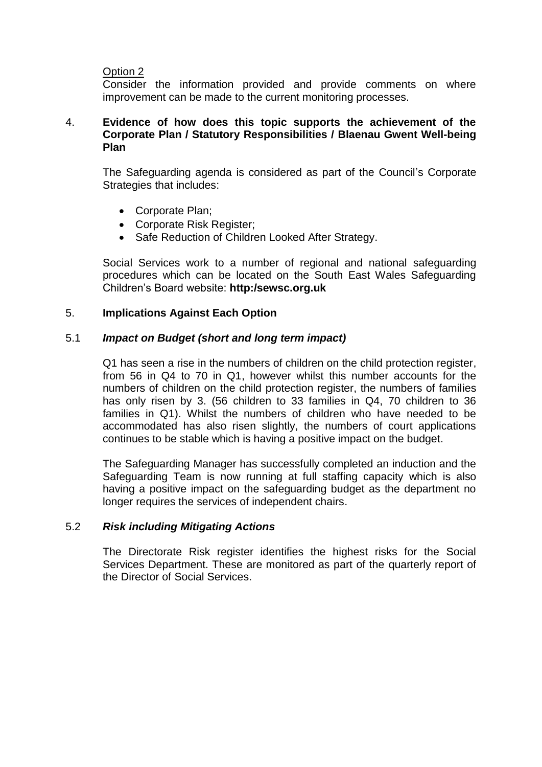Option 2

Consider the information provided and provide comments on where improvement can be made to the current monitoring processes.

## 4. Evidence of how does this topic supports the achievement of the Corporate Plan / Statutory Responsibilities / Blaenau Gwent Well-being Plan

The Safeguarding agenda is considered as part of the Council's Corporate Strategies that includes:

- Corporate Plan;
- Corporate Risk Register;
- Safe Reduction of Children Looked After Strategy.

Social Services work to a number of regional and national safeguarding procedures which can be located on the South East Wales Safeguarding Children's Board website: **http:/sewsc.org.uk**

## 5. Implications Against Each Option

### 5.1 *Impact on Budget (short and long term impact)*

Q1 has seen a rise in the numbers of children on the child protection register, from 56 in Q4 to 70 in Q1, however whilst this number accounts for the numbers of children on the child protection register, the numbers of families has only risen by 3. (56 children to 33 families in Q4, 70 children to 36 families in Q1). Whilst the numbers of children who have needed to be accommodated has also risen slightly, the numbers of court applications continues to be stable which is having a positive impact on the budget.

The Safeguarding Manager has successfully completed an induction and the Safeguarding Team is now running at full staffing capacity which is also having a positive impact on the safeguarding budget as the department no longer requires the services of independent chairs.

### 5.2 *Risk including Mitigating Actions*

The Directorate Risk register identifies the highest risks for the Social Services Department. These are monitored as part of the quarterly report of the Director of Social Services.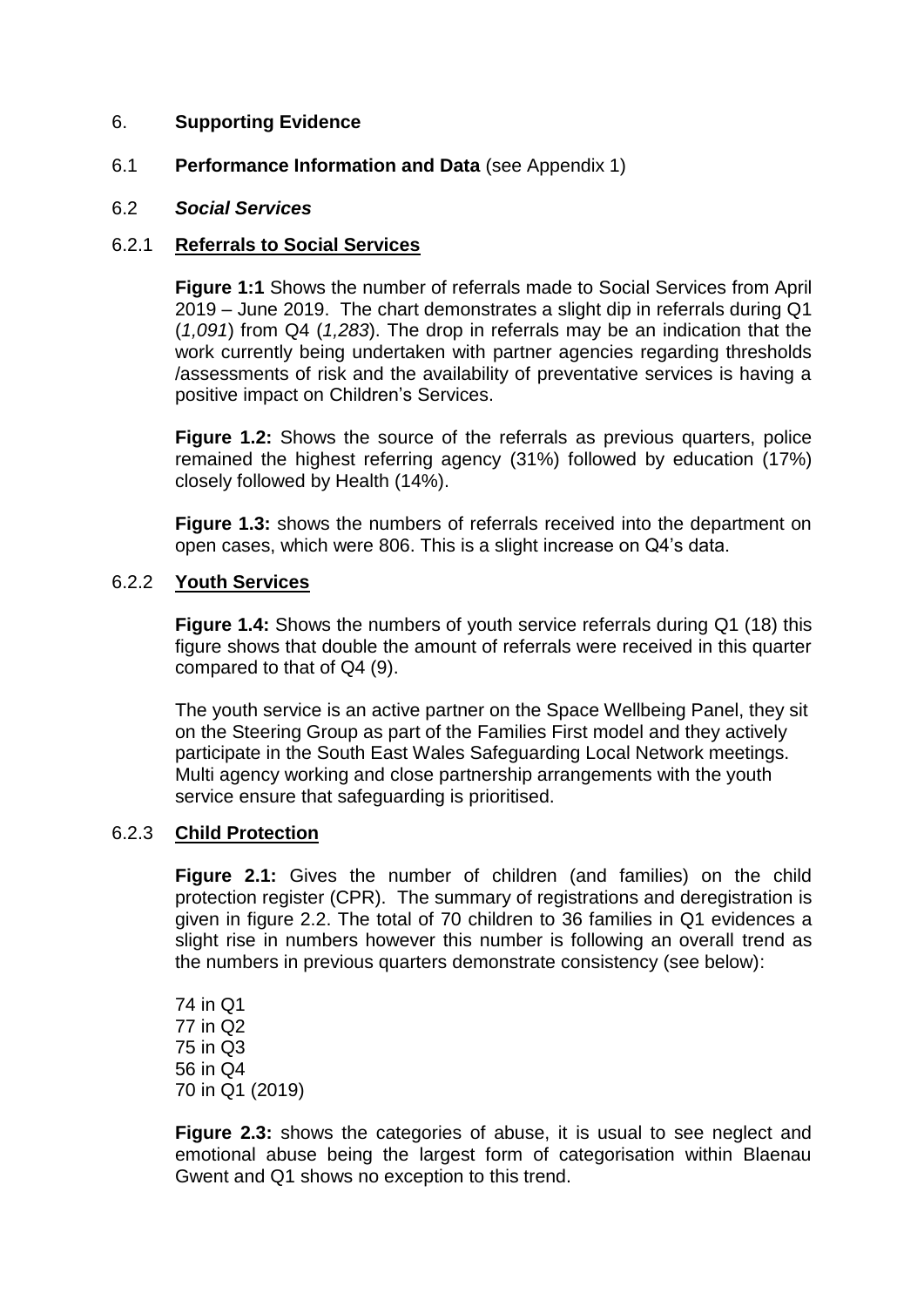## 6. **Supporting Evidence**

### 6.1 **Performance Information and Data** (see Appendix 1)

### 6.2 ***Social Services***

#### 6.2.1 **Referrals to Social Services**

**Figure 1:1** Shows the number of referrals made to Social Services from April 2019 – June 2019. The chart demonstrates a slight dip in referrals during Q1 (*1,091*) from Q4 (*1,283*). The drop in referrals may be an indication that the work currently being undertaken with partner agencies regarding thresholds /assessments of risk and the availability of preventative services is having a positive impact on Children's Services.

**Figure 1.2:** Shows the source of the referrals as previous quarters, police remained the highest referring agency (31%) followed by education (17%) closely followed by Health (14%).

**Figure 1.3:** shows the numbers of referrals received into the department on open cases, which were 806. This is a slight increase on Q4's data.

#### 6.2.2 **Youth Services**

**Figure 1.4:** Shows the numbers of youth service referrals during Q1 (18) this figure shows that double the amount of referrals were received in this quarter compared to that of Q4 (9).

The youth service is an active partner on the Space Wellbeing Panel, they sit on the Steering Group as part of the Families First model and they actively participate in the South East Wales Safeguarding Local Network meetings. Multi agency working and close partnership arrangements with the youth service ensure that safeguarding is prioritised.

#### 6.2.3 **Child Protection**

**Figure 2.1:** Gives the number of children (and families) on the child protection register (CPR). The summary of registrations and deregistration is given in figure 2.2. The total of 70 children to 36 families in Q1 evidences a slight rise in numbers however this number is following an overall trend as the numbers in previous quarters demonstrate consistency (see below):

74 in Q1
77 in Q2
75 in Q3
56 in Q4
70 in Q1 (2019)

**Figure 2.3:** shows the categories of abuse, it is usual to see neglect and emotional abuse being the largest form of categorisation within Blaenau Gwent and Q1 shows no exception to this trend.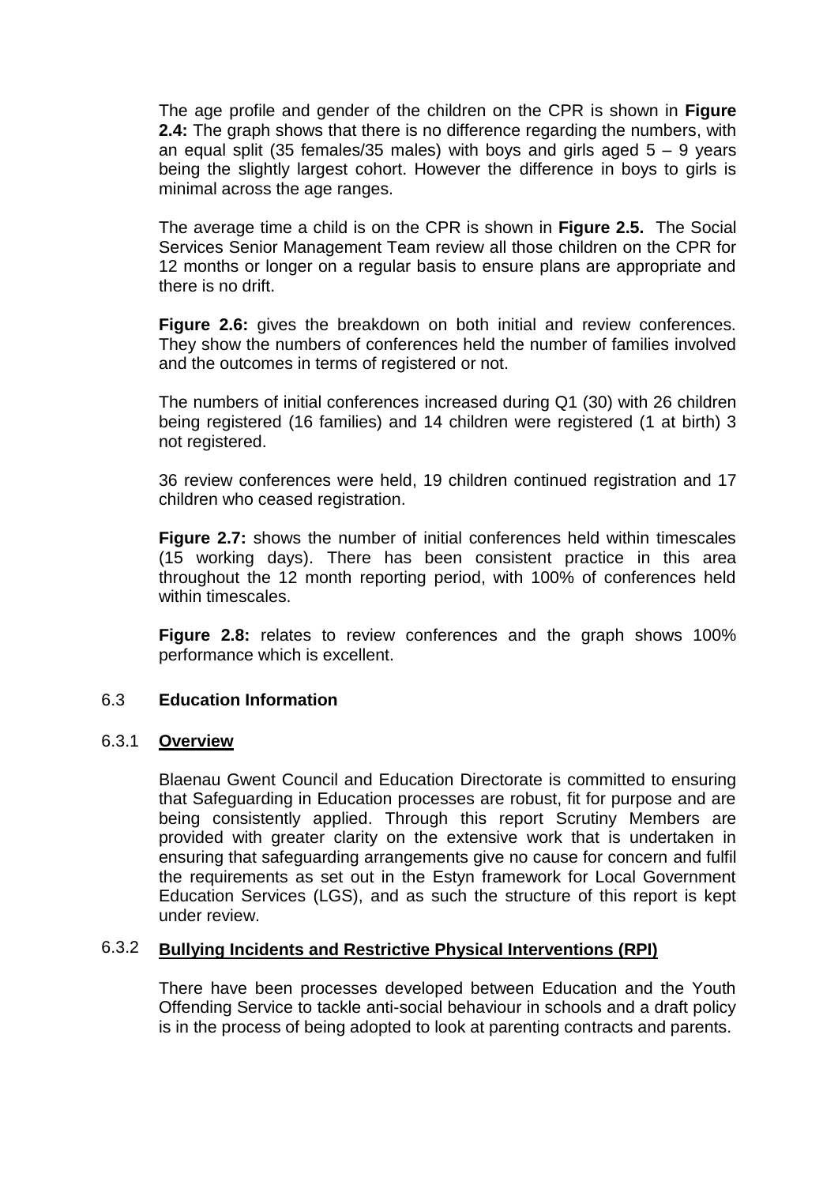The age profile and gender of the children on the CPR is shown in **Figure 2.4:** The graph shows that there is no difference regarding the numbers, with an equal split (35 females/35 males) with boys and girls aged 5 – 9 years being the slightly largest cohort. However the difference in boys to girls is minimal across the age ranges.

The average time a child is on the CPR is shown in **Figure 2.5.** The Social Services Senior Management Team review all those children on the CPR for 12 months or longer on a regular basis to ensure plans are appropriate and there is no drift.

**Figure 2.6:** gives the breakdown on both initial and review conferences. They show the numbers of conferences held the number of families involved and the outcomes in terms of registered or not.

The numbers of initial conferences increased during Q1 (30) with 26 children being registered (16 families) and 14 children were registered (1 at birth) 3 not registered.

36 review conferences were held, 19 children continued registration and 17 children who ceased registration.

**Figure 2.7:** shows the number of initial conferences held within timescales (15 working days). There has been consistent practice in this area throughout the 12 month reporting period, with 100% of conferences held within timescales.

**Figure 2.8:** relates to review conferences and the graph shows 100% performance which is excellent.

## 6.3 Education Information

### 6.3.1 <u>Overview</u>

Blaenau Gwent Council and Education Directorate is committed to ensuring that Safeguarding in Education processes are robust, fit for purpose and are being consistently applied. Through this report Scrutiny Members are provided with greater clarity on the extensive work that is undertaken in ensuring that safeguarding arrangements give no cause for concern and fulfil the requirements as set out in the Estyn framework for Local Government Education Services (LGS), and as such the structure of this report is kept under review.

### 6.3.2 <u>Bullying Incidents and Restrictive Physical Interventions (RPI)</u>

There have been processes developed between Education and the Youth Offending Service to tackle anti-social behaviour in schools and a draft policy is in the process of being adopted to look at parenting contracts and parents.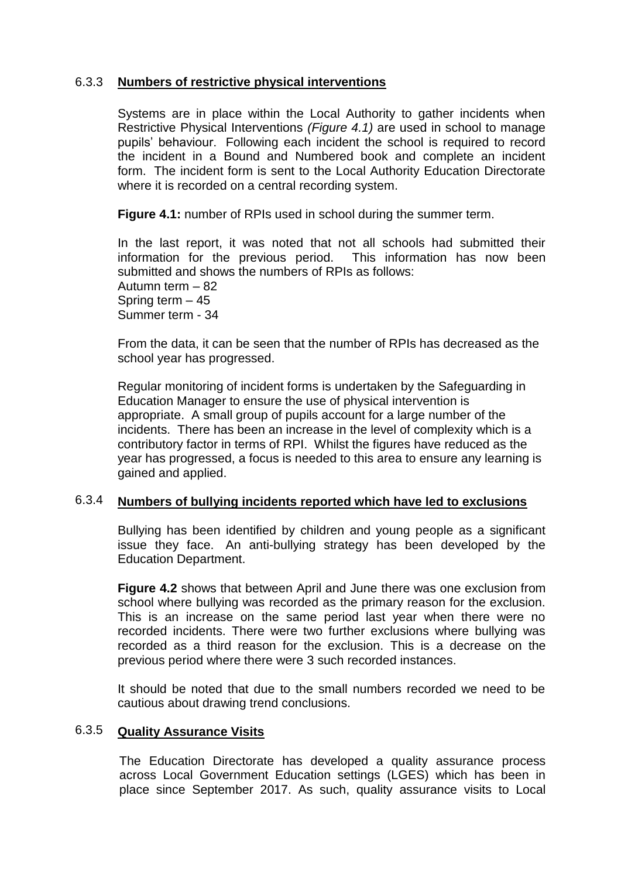### 6.3.3 **Numbers of restrictive physical interventions**

Systems are in place within the Local Authority to gather incidents when Restrictive Physical Interventions *(Figure 4.1)* are used in school to manage pupils' behaviour. Following each incident the school is required to record the incident in a Bound and Numbered book and complete an incident form. The incident form is sent to the Local Authority Education Directorate where it is recorded on a central recording system.

**Figure 4.1:** number of RPIs used in school during the summer term.

In the last report, it was noted that not all schools had submitted their information for the previous period. This information has now been submitted and shows the numbers of RPIs as follows:
Autumn term – 82
Spring term – 45
Summer term - 34

From the data, it can be seen that the number of RPIs has decreased as the school year has progressed.

Regular monitoring of incident forms is undertaken by the Safeguarding in Education Manager to ensure the use of physical intervention is appropriate. A small group of pupils account for a large number of the incidents. There has been an increase in the level of complexity which is a contributory factor in terms of RPI. Whilst the figures have reduced as the year has progressed, a focus is needed to this area to ensure any learning is gained and applied.

### 6.3.4 **Numbers of bullying incidents reported which have led to exclusions**

Bullying has been identified by children and young people as a significant issue they face. An anti-bullying strategy has been developed by the Education Department.

**Figure 4.2** shows that between April and June there was one exclusion from school where bullying was recorded as the primary reason for the exclusion. This is an increase on the same period last year when there were no recorded incidents. There were two further exclusions where bullying was recorded as a third reason for the exclusion. This is a decrease on the previous period where there were 3 such recorded instances.

It should be noted that due to the small numbers recorded we need to be cautious about drawing trend conclusions.

### 6.3.5 **Quality Assurance Visits**

The Education Directorate has developed a quality assurance process across Local Government Education settings (LGES) which has been in place since September 2017. As such, quality assurance visits to Local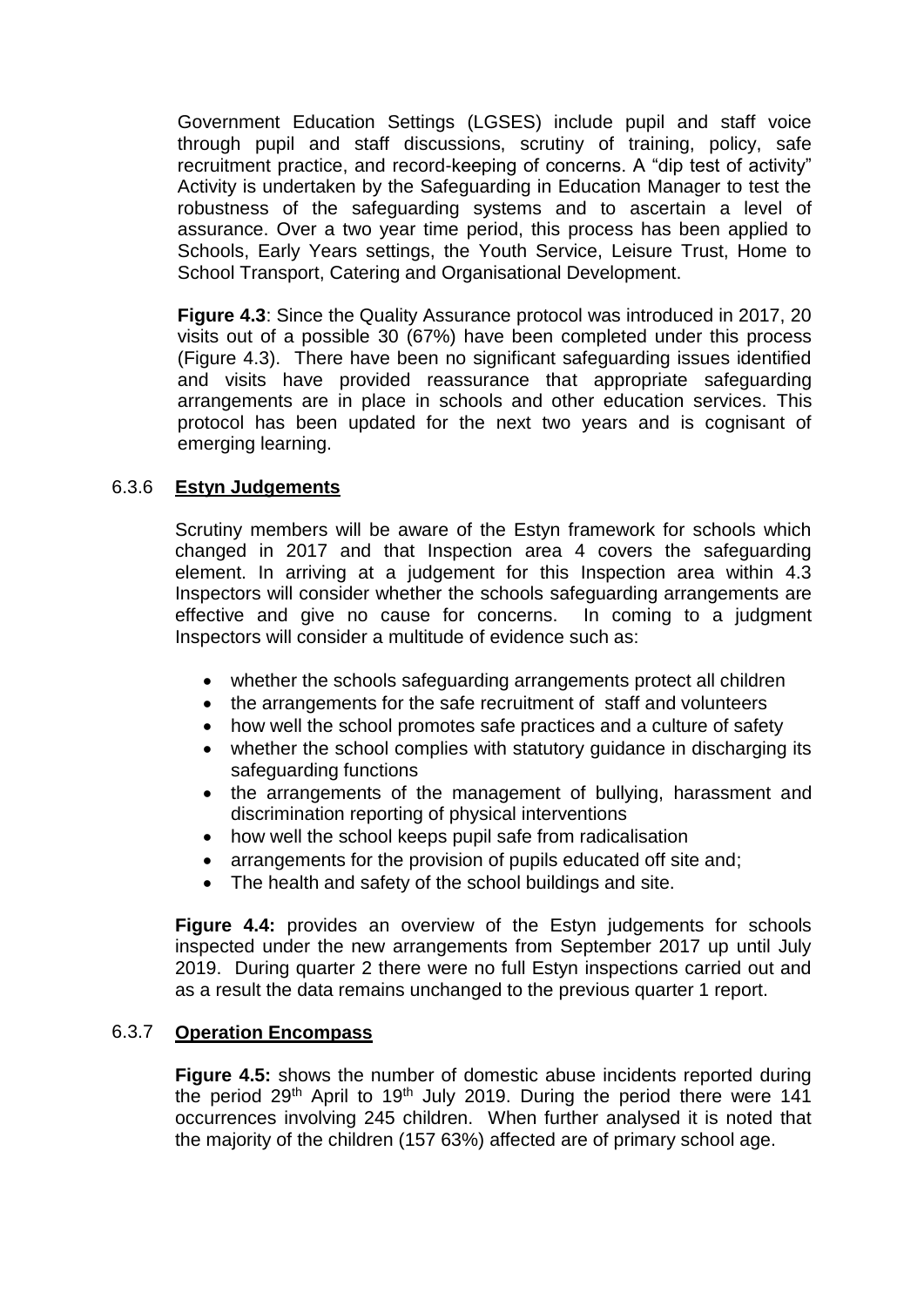Government Education Settings (LGSES) include pupil and staff voice through pupil and staff discussions, scrutiny of training, policy, safe recruitment practice, and record-keeping of concerns. A "dip test of activity" Activity is undertaken by the Safeguarding in Education Manager to test the robustness of the safeguarding systems and to ascertain a level of assurance. Over a two year time period, this process has been applied to Schools, Early Years settings, the Youth Service, Leisure Trust, Home to School Transport, Catering and Organisational Development.

**Figure 4.3**: Since the Quality Assurance protocol was introduced in 2017, 20 visits out of a possible 30 (67%) have been completed under this process (Figure 4.3). There have been no significant safeguarding issues identified and visits have provided reassurance that appropriate safeguarding arrangements are in place in schools and other education services. This protocol has been updated for the next two years and is cognisant of emerging learning.

### 6.3.6 **Estyn Judgements**

Scrutiny members will be aware of the Estyn framework for schools which changed in 2017 and that Inspection area 4 covers the safeguarding element. In arriving at a judgement for this Inspection area within 4.3 Inspectors will consider whether the schools safeguarding arrangements are effective and give no cause for concerns. In coming to a judgment Inspectors will consider a multitude of evidence such as:

- whether the schools safeguarding arrangements protect all children
- the arrangements for the safe recruitment of staff and volunteers
- how well the school promotes safe practices and a culture of safety
- whether the school complies with statutory guidance in discharging its safeguarding functions
- the arrangements of the management of bullying, harassment and discrimination reporting of physical interventions
- how well the school keeps pupil safe from radicalisation
- arrangements for the provision of pupils educated off site and;
- The health and safety of the school buildings and site.

**Figure 4.4:** provides an overview of the Estyn judgements for schools inspected under the new arrangements from September 2017 up until July 2019. During quarter 2 there were no full Estyn inspections carried out and as a result the data remains unchanged to the previous quarter 1 report.

### 6.3.7 **Operation Encompass**

**Figure 4.5:** shows the number of domestic abuse incidents reported during the period 29th April to 19th July 2019. During the period there were 141 occurrences involving 245 children. When further analysed it is noted that the majority of the children (157 63%) affected are of primary school age.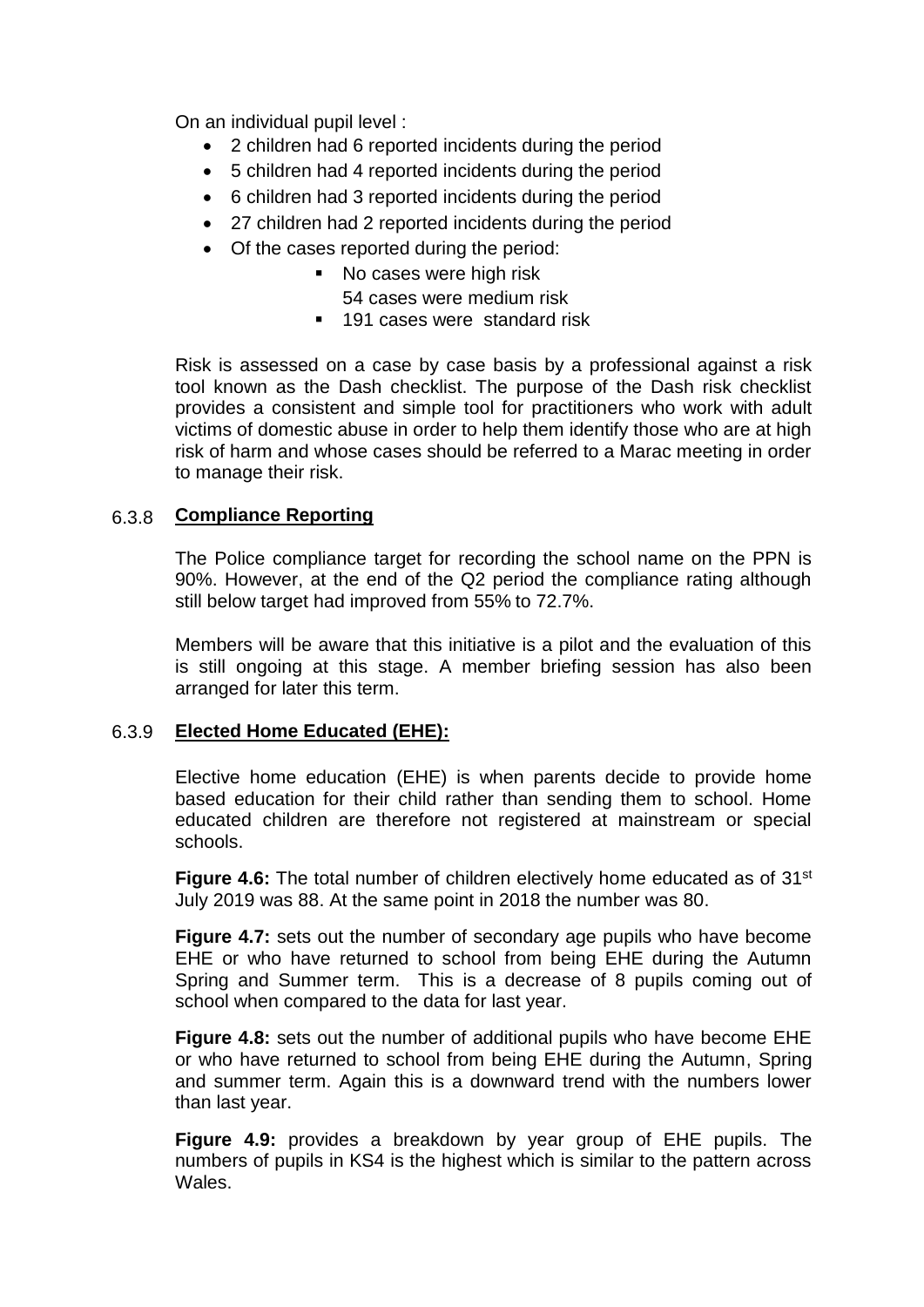On an individual pupil level :

- 2 children had 6 reported incidents during the period
- 5 children had 4 reported incidents during the period
- 6 children had 3 reported incidents during the period
- 27 children had 2 reported incidents during the period
- Of the cases reported during the period:
  - No cases were high risk
    54 cases were medium risk
  - 191 cases were standard risk

Risk is assessed on a case by case basis by a professional against a risk tool known as the Dash checklist. The purpose of the Dash risk checklist provides a consistent and simple tool for practitioners who work with adult victims of domestic abuse in order to help them identify those who are at high risk of harm and whose cases should be referred to a Marac meeting in order to manage their risk.

6.3.8 **Compliance Reporting**

The Police compliance target for recording the school name on the PPN is 90%. However, at the end of the Q2 period the compliance rating although still below target had improved from 55% to 72.7%.

Members will be aware that this initiative is a pilot and the evaluation of this is still ongoing at this stage. A member briefing session has also been arranged for later this term.

6.3.9 **Elected Home Educated (EHE):**

Elective home education (EHE) is when parents decide to provide home based education for their child rather than sending them to school. Home educated children are therefore not registered at mainstream or special schools.

**Figure 4.6:** The total number of children electively home educated as of 31st July 2019 was 88. At the same point in 2018 the number was 80.

**Figure 4.7:** sets out the number of secondary age pupils who have become EHE or who have returned to school from being EHE during the Autumn Spring and Summer term. This is a decrease of 8 pupils coming out of school when compared to the data for last year.

**Figure 4.8:** sets out the number of additional pupils who have become EHE or who have returned to school from being EHE during the Autumn, Spring and summer term. Again this is a downward trend with the numbers lower than last year.

**Figure 4.9:** provides a breakdown by year group of EHE pupils. The numbers of pupils in KS4 is the highest which is similar to the pattern across Wales.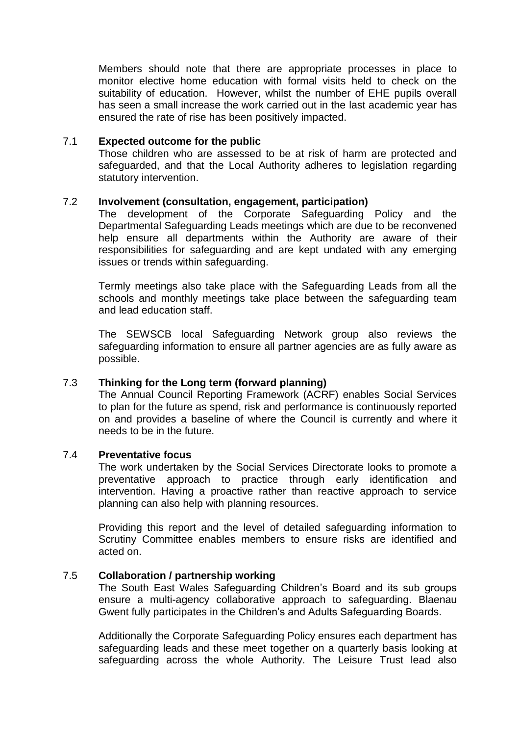Members should note that there are appropriate processes in place to monitor elective home education with formal visits held to check on the suitability of education. However, whilst the number of EHE pupils overall has seen a small increase the work carried out in the last academic year has ensured the rate of rise has been positively impacted.

7.1 **Expected outcome for the public**

Those children who are assessed to be at risk of harm are protected and safeguarded, and that the Local Authority adheres to legislation regarding statutory intervention.

7.2 **Involvement (consultation, engagement, participation)**

The development of the Corporate Safeguarding Policy and the Departmental Safeguarding Leads meetings which are due to be reconvened help ensure all departments within the Authority are aware of their responsibilities for safeguarding and are kept undated with any emerging issues or trends within safeguarding.

Termly meetings also take place with the Safeguarding Leads from all the schools and monthly meetings take place between the safeguarding team and lead education staff.

The SEWSCB local Safeguarding Network group also reviews the safeguarding information to ensure all partner agencies are as fully aware as possible.

7.3 **Thinking for the Long term (forward planning)**

The Annual Council Reporting Framework (ACRF) enables Social Services to plan for the future as spend, risk and performance is continuously reported on and provides a baseline of where the Council is currently and where it needs to be in the future.

7.4 **Preventative focus**

The work undertaken by the Social Services Directorate looks to promote a preventative approach to practice through early identification and intervention. Having a proactive rather than reactive approach to service planning can also help with planning resources.

Providing this report and the level of detailed safeguarding information to Scrutiny Committee enables members to ensure risks are identified and acted on.

7.5 **Collaboration / partnership working**

The South East Wales Safeguarding Children's Board and its sub groups ensure a multi-agency collaborative approach to safeguarding. Blaenau Gwent fully participates in the Children's and Adults Safeguarding Boards.

Additionally the Corporate Safeguarding Policy ensures each department has safeguarding leads and these meet together on a quarterly basis looking at safeguarding across the whole Authority. The Leisure Trust lead also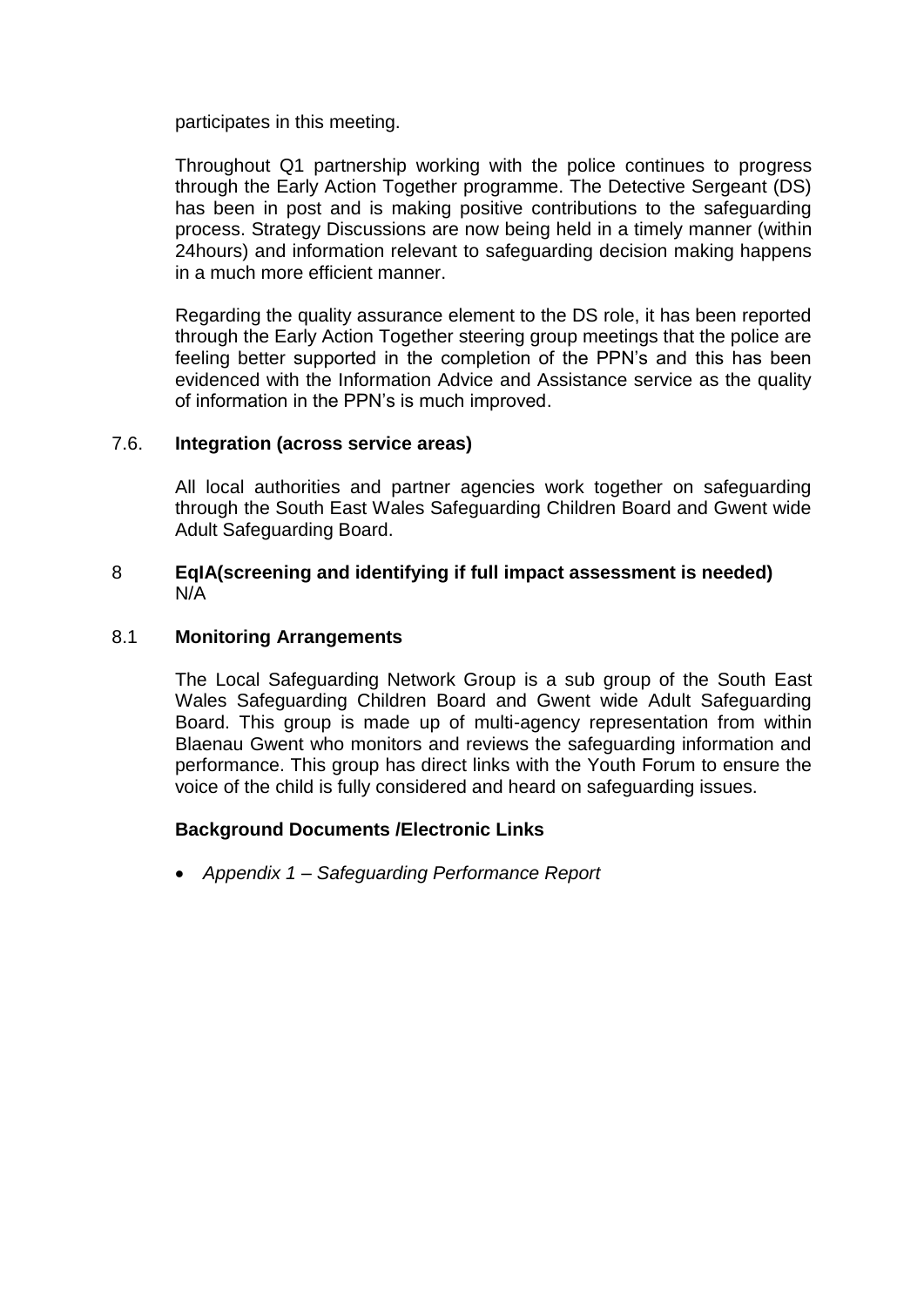participates in this meeting.

Throughout Q1 partnership working with the police continues to progress through the Early Action Together programme. The Detective Sergeant (DS) has been in post and is making positive contributions to the safeguarding process. Strategy Discussions are now being held in a timely manner (within 24hours) and information relevant to safeguarding decision making happens in a much more efficient manner.

Regarding the quality assurance element to the DS role, it has been reported through the Early Action Together steering group meetings that the police are feeling better supported in the completion of the PPN's and this has been evidenced with the Information Advice and Assistance service as the quality of information in the PPN's is much improved.

### 7.6. Integration (across service areas)

All local authorities and partner agencies work together on safeguarding through the South East Wales Safeguarding Children Board and Gwent wide Adult Safeguarding Board.

## 8 EqIA(screening and identifying if full impact assessment is needed)

N/A

### 8.1 Monitoring Arrangements

The Local Safeguarding Network Group is a sub group of the South East Wales Safeguarding Children Board and Gwent wide Adult Safeguarding Board. This group is made up of multi-agency representation from within Blaenau Gwent who monitors and reviews the safeguarding information and performance. This group has direct links with the Youth Forum to ensure the voice of the child is fully considered and heard on safeguarding issues.

**Background Documents /Electronic Links**

- *Appendix 1 – Safeguarding Performance Report*